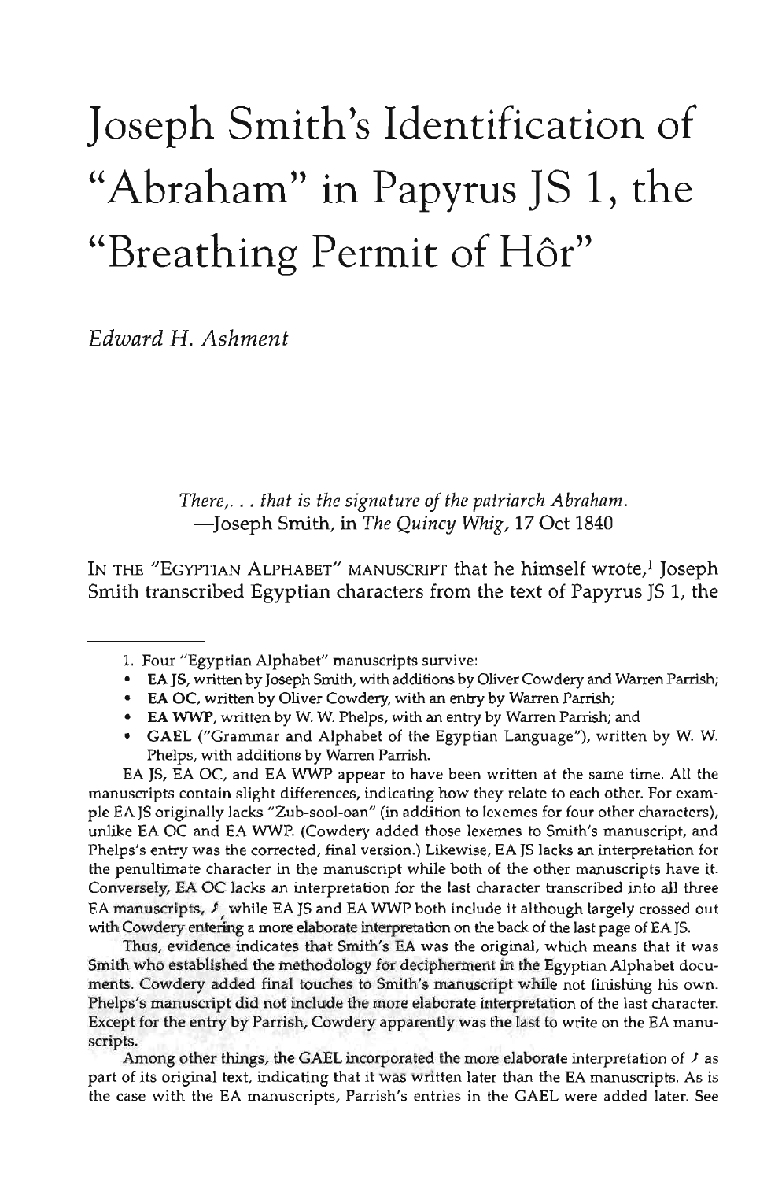# Joseph Smith's Identification of "Abraham" in Papyrus JS 1, the "Breathing Permit of Hôr"

*Edward H. Ashment*

> *There,. . . that is the signature of the patriarch Abraham.*
> —Joseph Smith, in *The Quincy Whig*, 17 Oct 1840

IN THE "EGYPTIAN ALPHABET" MANUSCRIPT that he himself wrote,[1] Joseph Smith transcribed Egyptian characters from the text of Papyrus JS 1, the

---

1. Four "Egyptian Alphabet" manuscripts survive:

- **EA JS**, written by Joseph Smith, with additions by Oliver Cowdery and Warren Parrish;
- **EA OC**, written by Oliver Cowdery, with an entry by Warren Parrish;
- **EA WWP**, written by W. W. Phelps, with an entry by Warren Parrish; and
- **GAEL** ("Grammar and Alphabet of the Egyptian Language"), written by W. W. Phelps, with additions by Warren Parrish.

EA JS, EA OC, and EA WWP appear to have been written at the same time. All the manuscripts contain slight differences, indicating how they relate to each other. For example EA JS originally lacks "Zub-sool-oan" (in addition to lexemes for four other characters), unlike EA OC and EA WWP. (Cowdery added those lexemes to Smith's manuscript, and Phelps's entry was the corrected, final version.) Likewise, EA JS lacks an interpretation for the penultimate character in the manuscript while both of the other manuscripts have it. Conversely, EA OC lacks an interpretation for the last character transcribed into all three EA manuscripts, ⸗ while EA JS and EA WWP both include it although largely crossed out with Cowdery entering a more elaborate interpretation on the back of the last page of EA JS.

Thus, evidence indicates that Smith's EA was the original, which means that it was Smith who established the methodology for decipherment in the Egyptian Alphabet documents. Cowdery added final touches to Smith's manuscript while not finishing his own. Phelps's manuscript did not include the more elaborate interpretation of the last character. Except for the entry by Parrish, Cowdery apparently was the last to write on the EA manuscripts.

Among other things, the GAEL incorporated the more elaborate interpretation of ⸗ as part of its original text, indicating that it was written later than the EA manuscripts. As is the case with the EA manuscripts, Parrish's entries in the GAEL were added later. See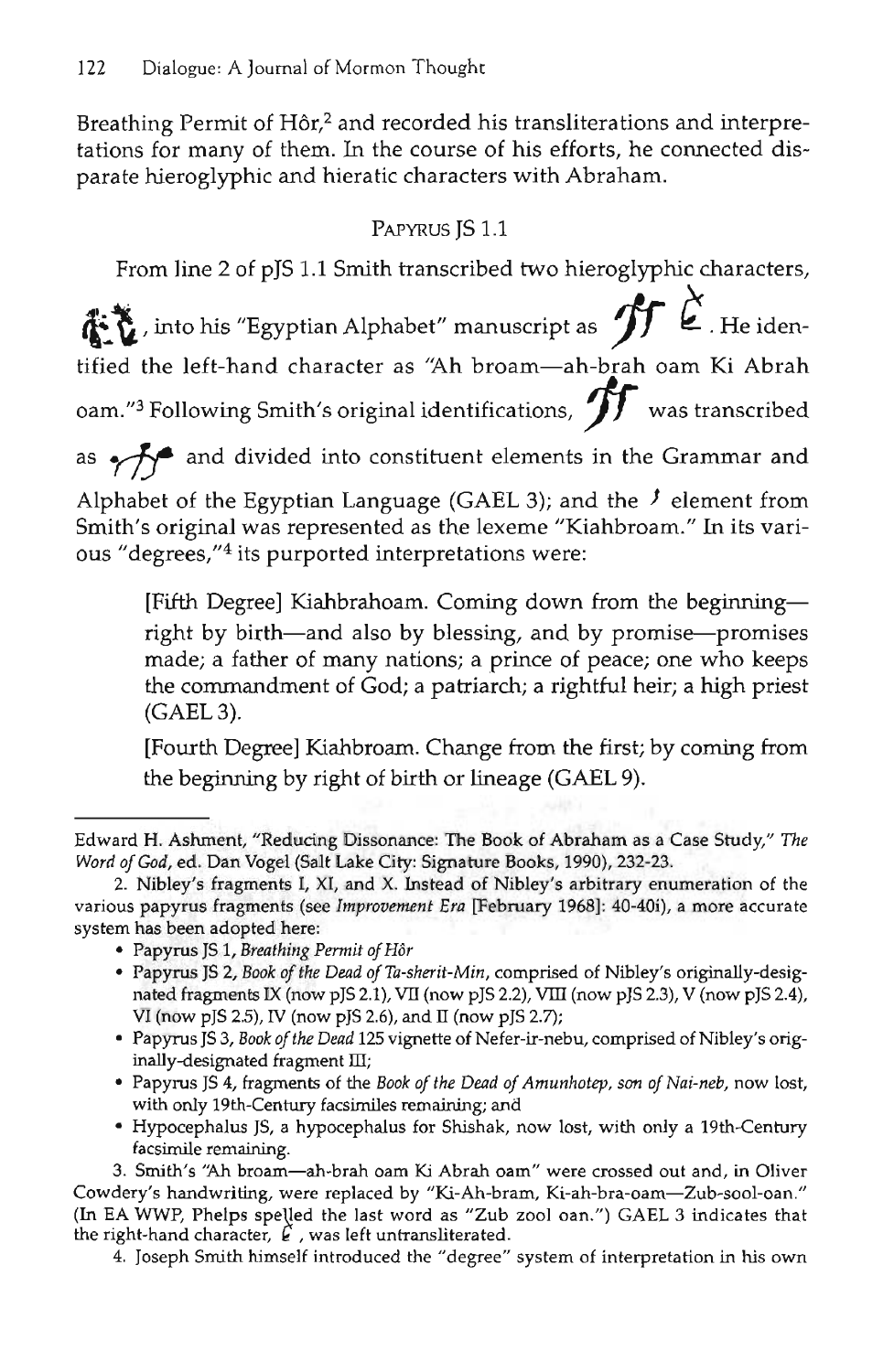Breathing Permit of Hôr,[2] and recorded his transliterations and interpretations for many of them. In the course of his efforts, he connected disparate hieroglyphic and hieratic characters with Abraham.

## Papyrus JS 1.1

From line 2 of pJS 1.1 Smith transcribed two hieroglyphic characters, , into his "Egyptian Alphabet" manuscript as . He identified the left-hand character as "Ah broam—ah-brah oam Ki Abrah oam."[3] Following Smith's original identifications,  was transcribed as  and divided into constituent elements in the Grammar and Alphabet of the Egyptian Language (GAEL 3); and the  element from Smith's original was represented as the lexeme "Kiahbroam." In its various "degrees,"[4] its purported interpretations were:

> [Fifth Degree] Kiahbrahoam. Coming down from the beginning—right by birth—and also by blessing, and by promise—promises made; a father of many nations; a prince of peace; one who keeps the commandment of God; a patriarch; a rightful heir; a high priest (GAEL 3).
>
> [Fourth Degree] Kiahbroam. Change from the first; by coming from the beginning by right of birth or lineage (GAEL 9).

---

Edward H. Ashment, "Reducing Dissonance: The Book of Abraham as a Case Study," *The Word of God*, ed. Dan Vogel (Salt Lake City: Signature Books, 1990), 232-23.

2. Nibley's fragments I, XI, and X. Instead of Nibley's arbitrary enumeration of the various papyrus fragments (see *Improvement Era* [February 1968]: 40-40i), a more accurate system has been adopted here:

- Papyrus JS 1, *Breathing Permit of Hôr*
- Papyrus JS 2, *Book of the Dead of Ta-sherit-Min*, comprised of Nibley's originally-designated fragments IX (now pJS 2.1), VII (now pJS 2.2), VIII (now pJS 2.3), V (now pJS 2.4), VI (now pJS 2.5), IV (now pJS 2.6), and II (now pJS 2.7);
- Papyrus JS 3, *Book of the Dead* 125 vignette of Nefer-ir-nebu, comprised of Nibley's originally-designated fragment III;
- Papyrus JS 4, fragments of the *Book of the Dead of Amunhotep, son of Nai-neb*, now lost, with only 19th-Century facsimiles remaining; and
- Hypocephalus JS, a hypocephalus for Shishak, now lost, with only a 19th-Century facsimile remaining.

3. Smith's "Ah broam—ah-brah oam Ki Abrah oam" were crossed out and, in Oliver Cowdery's handwriting, were replaced by "Ki-Ah-bram, Ki-ah-bra-oam—Zub-sool-oan." (In EA WWP, Phelps spelled the last word as "Zub zool oan.") GAEL 3 indicates that the right-hand character, , was left untransliterated.

4. Joseph Smith himself introduced the "degree" system of interpretation in his own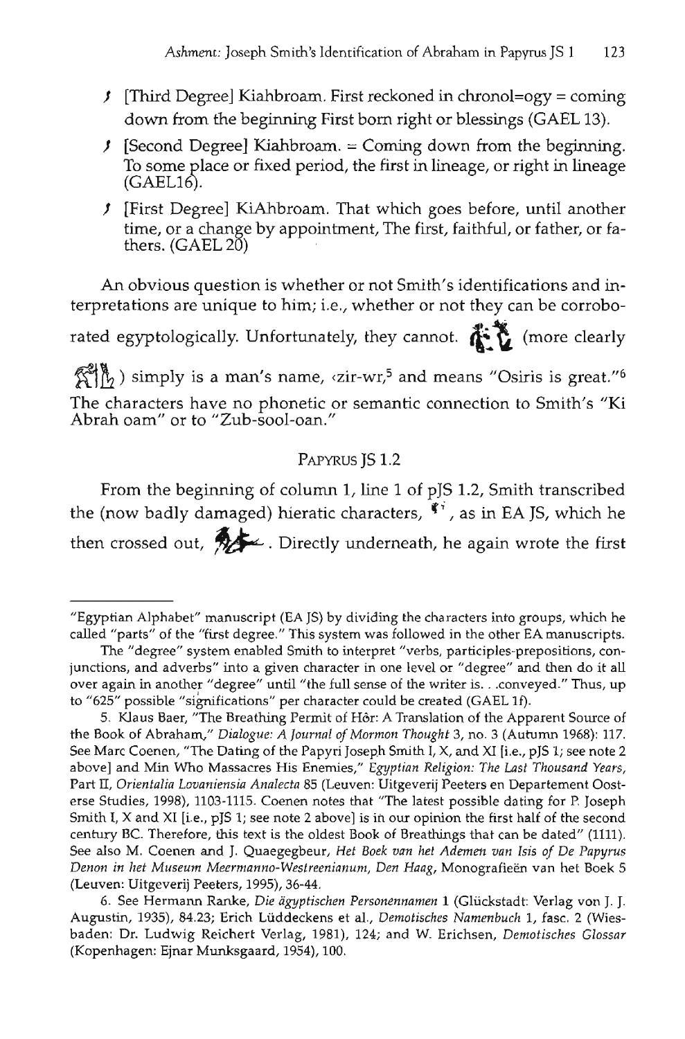- [Third Degree] Kiahbroam. First reckoned in chronol=ogy = coming down from the beginning First born right or blessings (GAEL 13).
- [Second Degree] Kiahbroam. = Coming down from the beginning. To some place or fixed period, the first in lineage, or right in lineage (GAEL16).
- [First Degree] KiAhbroam. That which goes before, until another time, or a change by appointment, The first, faithful, or father, or fathers. (GAEL 20)

An obvious question is whether or not Smith's identifications and interpretations are unique to him; i.e., whether or not they can be corroborated egyptologically. Unfortunately, they cannot. (more clearly ) simply is a man's name, ‹zir-wr,[5] and means "Osiris is great."[6] The characters have no phonetic or semantic connection to Smith's "Ki Abrah oam" or to "Zub-sool-oan."

## PAPYRUS JS 1.2

From the beginning of column 1, line 1 of pJS 1.2, Smith transcribed the (now badly damaged) hieratic characters, , as in EA JS, which he then crossed out, . Directly underneath, he again wrote the first

---

"Egyptian Alphabet" manuscript (EA JS) by dividing the characters into groups, which he called "parts" of the "first degree." This system was followed in the other EA manuscripts.

The "degree" system enabled Smith to interpret "verbs, participles-prepositions, conjunctions, and adverbs" into a given character in one level or "degree" and then do it all over again in another "degree" until "the full sense of the writer is. . .conveyed." Thus, up to "625" possible "significations" per character could be created (GAEL 1f).

5. Klaus Baer, "The Breathing Permit of Hôr: A Translation of the Apparent Source of the Book of Abraham," *Dialogue: A Journal of Mormon Thought* 3, no. 3 (Autumn 1968): 117. See Marc Coenen, "The Dating of the Papyri Joseph Smith I, X, and XI [i.e., pJS 1; see note 2 above] and Min Who Massacres His Enemies," *Egyptian Religion: The Last Thousand Years*, Part II, *Orientalia Lovaniensia Analecta* 85 (Leuven: Uitgeverij Peeters en Departement Oosterse Studies, 1998), 1103-1115. Coenen notes that "The latest possible dating for P. Joseph Smith I, X and XI [i.e., pJS 1; see note 2 above] is in our opinion the first half of the second century BC. Therefore, this text is the oldest Book of Breathings that can be dated" (1111). See also M. Coenen and J. Quaegebeur, *Het Boek van het Ademen van Isis of De Papyrus Denon in het Museum Meermanno-Westreenianum, Den Haag*, Monografieën van het Boek 5 (Leuven: Uitgeverij Peeters, 1995), 36-44.

6. See Hermann Ranke, *Die ägyptischen Personennamen* 1 (Glückstadt: Verlag von J. J. Augustin, 1935), 84.23; Erich Lüddeckens et al., *Demotisches Namenbuch* 1, fasc. 2 (Wiesbaden: Dr. Ludwig Reichert Verlag, 1981), 124; and W. Erichsen, *Demotisches Glossar* (Kopenhagen: Ejnar Munksgaard, 1954), 100.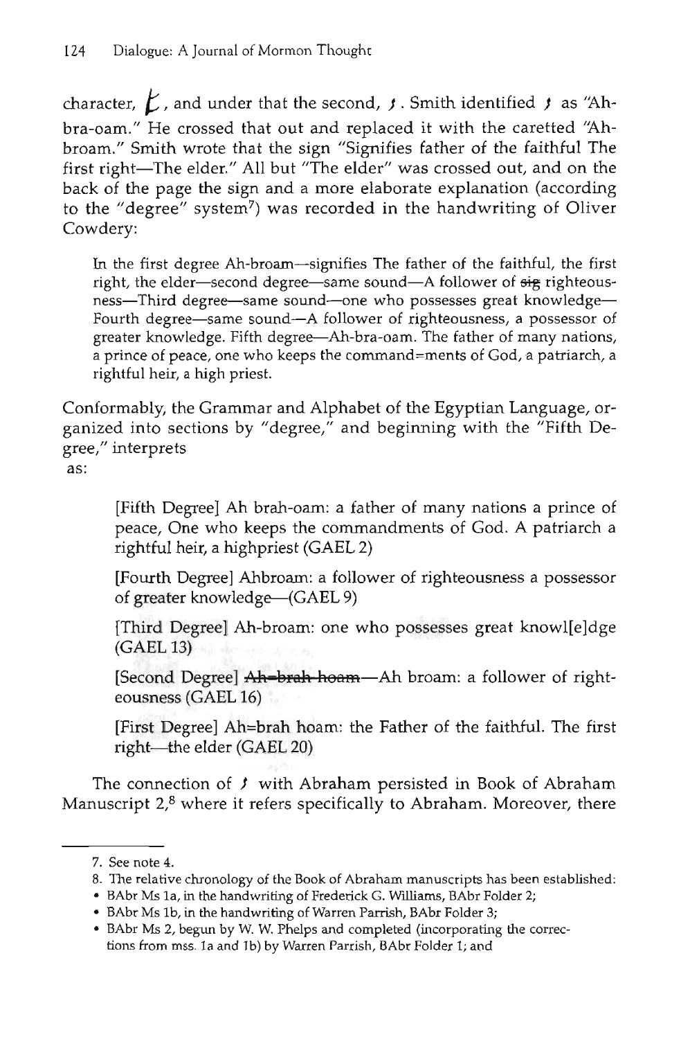character, *[glyph]*, and under that the second, *[glyph]*. Smith identified *[glyph]* as "Ah-bra-oam." He crossed that out and replaced it with the caretted "Ah-broam." Smith wrote that the sign "Signifies father of the faithful The first right—The elder." All but "The elder" was crossed out, and on the back of the page the sign and a more elaborate explanation (according to the "degree" system[7]) was recorded in the handwriting of Oliver Cowdery:

> In the first degree Ah-broam—signifies The father of the faithful, the first right, the elder—second degree—same sound—A follower of ~~sig~~ righteousness—Third degree—same sound—one who possesses great knowledge—Fourth degree—same sound—A follower of righteousness, a possessor of greater knowledge. Fifth degree—Ah-bra-oam. The father of many nations, a prince of peace, one who keeps the command=ments of God, a patriarch, a rightful heir, a high priest.

Conformably, the Grammar and Alphabet of the Egyptian Language, organized into sections by "degree," and beginning with the "Fifth Degree," interprets *[glyph]* as:

> [Fifth Degree] Ah brah-oam: a father of many nations a prince of peace, One who keeps the commandments of God. A patriarch a rightful heir, a highpriest (GAEL 2)
>
> [Fourth Degree] Ahbroam: a follower of righteousness a possessor of greater knowledge—(GAEL 9)
>
> [Third Degree] Ah-broam: one who possesses great knowl[e]dge (GAEL 13)
>
> [Second Degree] ~~Ah=brah hoam~~—Ah broam: a follower of righteousness (GAEL 16)
>
> [First Degree] Ah=brah hoam: the Father of the faithful. The first right—the elder (GAEL 20)

The connection of *[glyph]* with Abraham persisted in Book of Abraham Manuscript 2,[8] where it refers specifically to Abraham. Moreover, there

---

7. See note 4.

8. The relative chronology of the Book of Abraham manuscripts has been established:

- BAbr Ms 1a, in the handwriting of Frederick G. Williams, BAbr Folder 2;
- BAbr Ms 1b, in the handwriting of Warren Parrish, BAbr Folder 3;
- BAbr Ms 2, begun by W. W. Phelps and completed (incorporating the corrections from mss. 1a and 1b) by Warren Parrish, BAbr Folder 1; and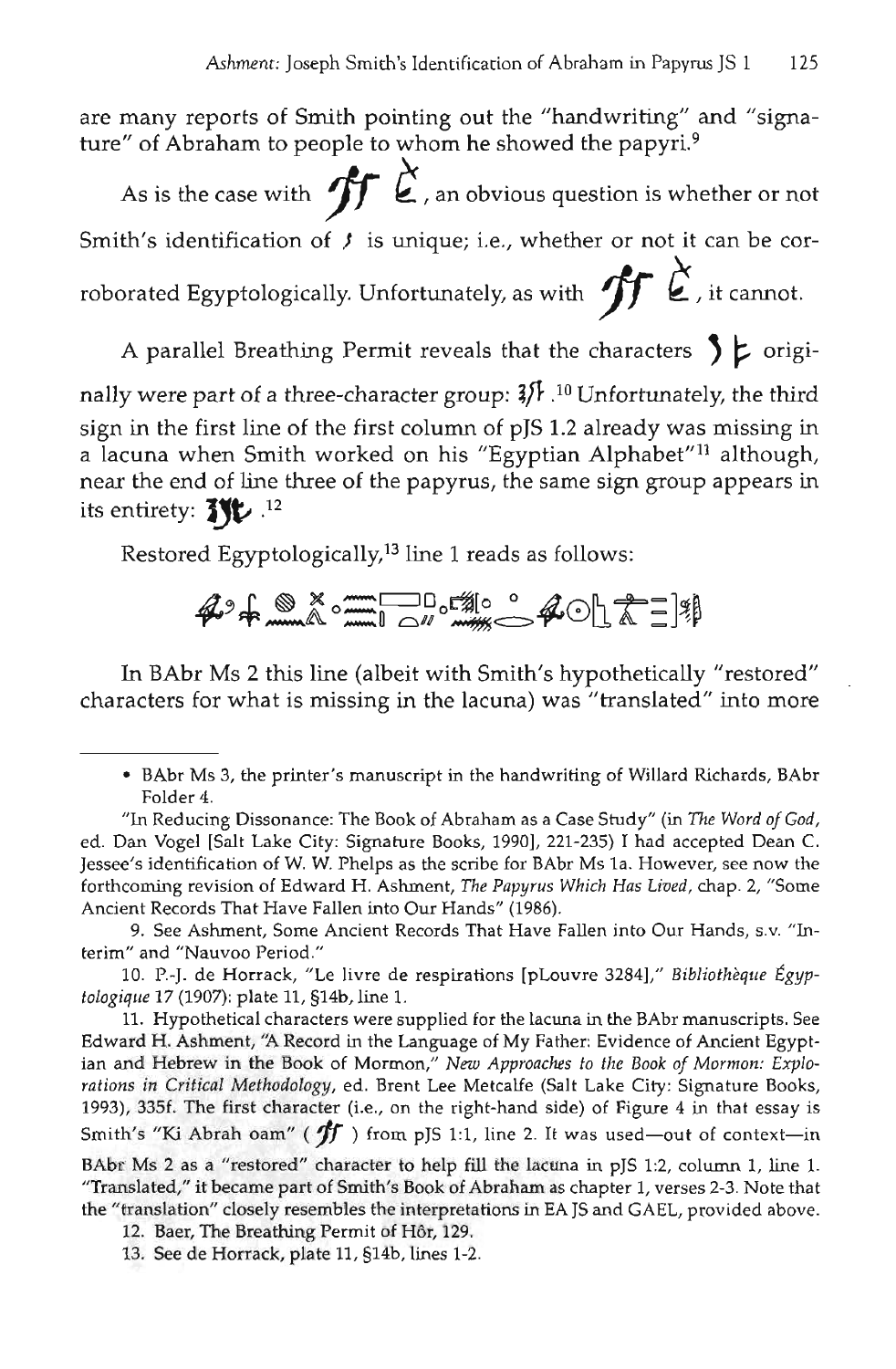are many reports of Smith pointing out the "handwriting" and "signature" of Abraham to people to whom he showed the papyri.[9]

As is the case with [character], an obvious question is whether or not Smith's identification of [character] is unique; i.e., whether or not it can be corroborated Egyptologically. Unfortunately, as with [character], it cannot.

A parallel Breathing Permit reveals that the characters [characters] originally were part of a three-character group: [characters].[10] Unfortunately, the third sign in the first line of the first column of pJS 1.2 already was missing in a lacuna when Smith worked on his "Egyptian Alphabet"[11] although, near the end of line three of the papyrus, the same sign group appears in its entirety: [characters].[12]

Restored Egyptologically,[13] line 1 reads as follows:

[hieroglyphic line]

In BAbr Ms 2 this line (albeit with Smith's hypothetically "restored" characters for what is missing in the lacuna) was "translated" into more

---

• BAbr Ms 3, the printer's manuscript in the handwriting of Willard Richards, BAbr Folder 4.

"In Reducing Dissonance: The Book of Abraham as a Case Study" (in *The Word of God*, ed. Dan Vogel [Salt Lake City: Signature Books, 1990], 221-235) I had accepted Dean C. Jessee's identification of W. W. Phelps as the scribe for BAbr Ms 1a. However, see now the forthcoming revision of Edward H. Ashment, *The Papyrus Which Has Lived*, chap. 2, "Some Ancient Records That Have Fallen into Our Hands" (1986).

9. See Ashment, Some Ancient Records That Have Fallen into Our Hands, s.v. "Interim" and "Nauvoo Period."

10. P.-J. de Horrack, "Le livre de respirations [pLouvre 3284]," *Bibliothèque Égyptologique* 17 (1907): plate 11, §14b, line 1.

11. Hypothetical characters were supplied for the lacuna in the BAbr manuscripts. See Edward H. Ashment, "A Record in the Language of My Father: Evidence of Ancient Egyptian and Hebrew in the Book of Mormon," *New Approaches to the Book of Mormon: Explorations in Critical Methodology*, ed. Brent Lee Metcalfe (Salt Lake City: Signature Books, 1993), 335f. The first character (i.e., on the right-hand side) of Figure 4 in that essay is Smith's "Ki Abrah oam" ( [character] ) from pJS 1:1, line 2. It was used—out of context—in BAbr Ms 2 as a "restored" character to help fill the lacuna in pJS 1:2, column 1, line 1. "Translated," it became part of Smith's Book of Abraham as chapter 1, verses 2-3. Note that the "translation" closely resembles the interpretations in EA JS and GAEL, provided above.

12. Baer, The Breathing Permit of Hôr, 129.

13. See de Horrack, plate 11, §14b, lines 1-2.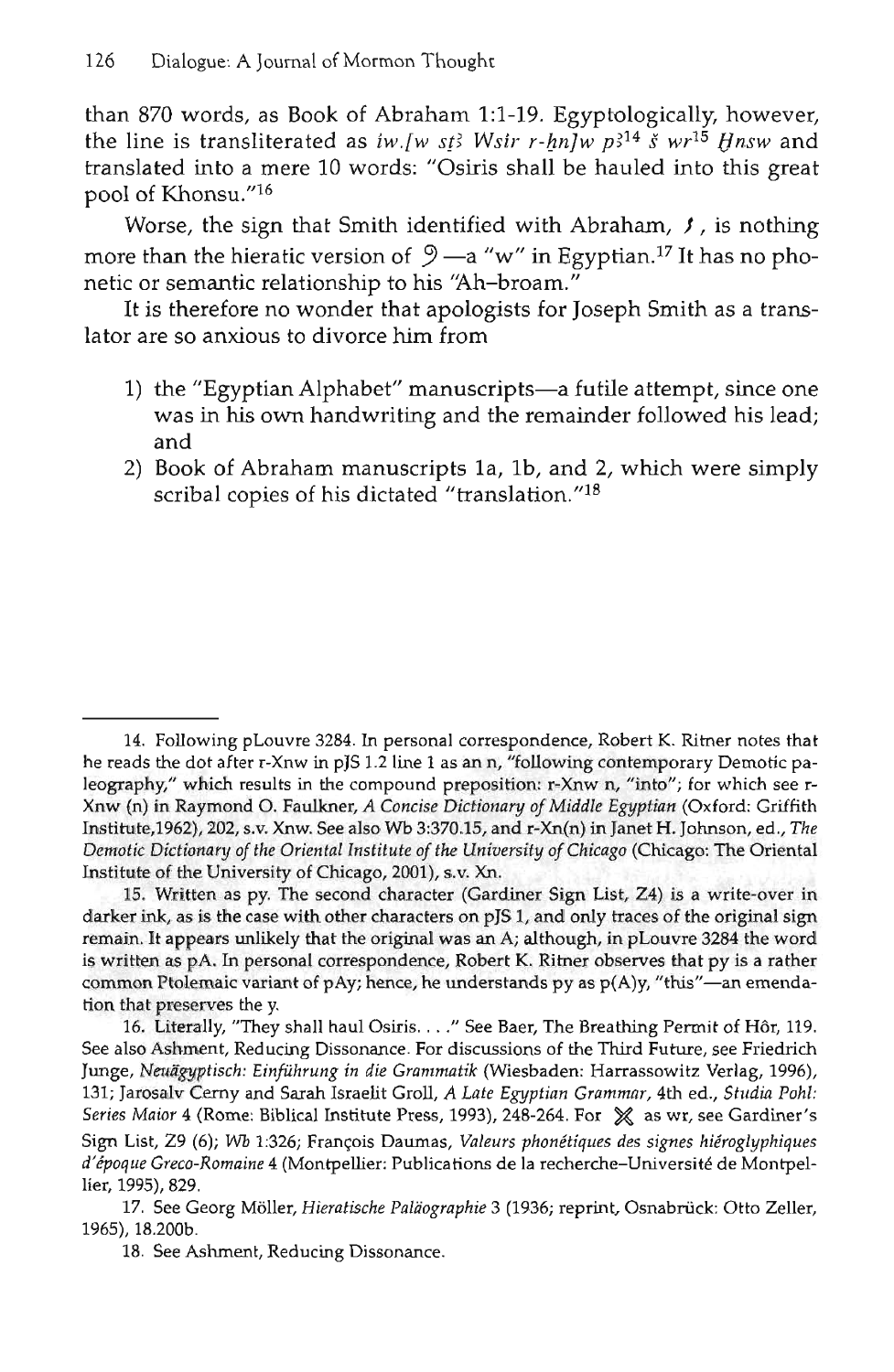than 870 words, as Book of Abraham 1:1-19. Egyptologically, however, the line is transliterated as *iw.[w stꜣ Wsir r-ḫn]w pꜣ*[14] *š wr*[15] *Ḫnsw* and translated into a mere 10 words: "Osiris shall be hauled into this great pool of Khonsu."[16]

Worse, the sign that Smith identified with Abraham, 𓏲, is nothing more than the hieratic version of 𓅱—a "w" in Egyptian.[17] It has no phonetic or semantic relationship to his "Ah-broam."

It is therefore no wonder that apologists for Joseph Smith as a translator are so anxious to divorce him from

1) the "Egyptian Alphabet" manuscripts—a futile attempt, since one was in his own handwriting and the remainder followed his lead; and
2) Book of Abraham manuscripts 1a, 1b, and 2, which were simply scribal copies of his dictated "translation."[18]

---

14. Following pLouvre 3284. In personal correspondence, Robert K. Ritner notes that he reads the dot after r-Xnw in pJS 1.2 line 1 as an n, "following contemporary Demotic paleography," which results in the compound preposition: r-Xnw n, "into"; for which see r-Xnw (n) in Raymond O. Faulkner, *A Concise Dictionary of Middle Egyptian* (Oxford: Griffith Institute,1962), 202, s.v. Xnw. See also Wb 3:370.15, and r-Xn(n) in Janet H. Johnson, ed., *The Demotic Dictionary of the Oriental Institute of the University of Chicago* (Chicago: The Oriental Institute of the University of Chicago, 2001), s.v. Xn.

15. Written as py. The second character (Gardiner Sign List, Z4) is a write-over in darker ink, as is the case with other characters on pJS 1, and only traces of the original sign remain. It appears unlikely that the original was an A; although, in pLouvre 3284 the word is written as pA. In personal correspondence, Robert K. Ritner observes that py is a rather common Ptolemaic variant of pAy; hence, he understands py as p(A)y, "this"—an emendation that preserves the y.

16. Literally, "They shall haul Osiris. . . ." See Baer, The Breathing Permit of Hôr, 119. See also Ashment, Reducing Dissonance. For discussions of the Third Future, see Friedrich Junge, *Neuägyptisch: Einführung in die Grammatik* (Wiesbaden: Harrassowitz Verlag, 1996), 131; Jarosalv Cerny and Sarah Israelit Groll, *A Late Egyptian Grammar*, 4th ed., *Studia Pohl: Series Maior* 4 (Rome: Biblical Institute Press, 1993), 248-264. For 𓏴 as wr, see Gardiner's Sign List, Z9 (6); *Wb* 1:326; François Daumas, *Valeurs phonétiques des signes hiéroglyphiques d'époque Greco-Romaine* 4 (Montpellier: Publications de la recherche-Université de Montpellier, 1995), 829.

17. See Georg Möller, *Hieratische Paläographie* 3 (1936; reprint, Osnabrück: Otto Zeller, 1965), 18.200b.

18. See Ashment, Reducing Dissonance.